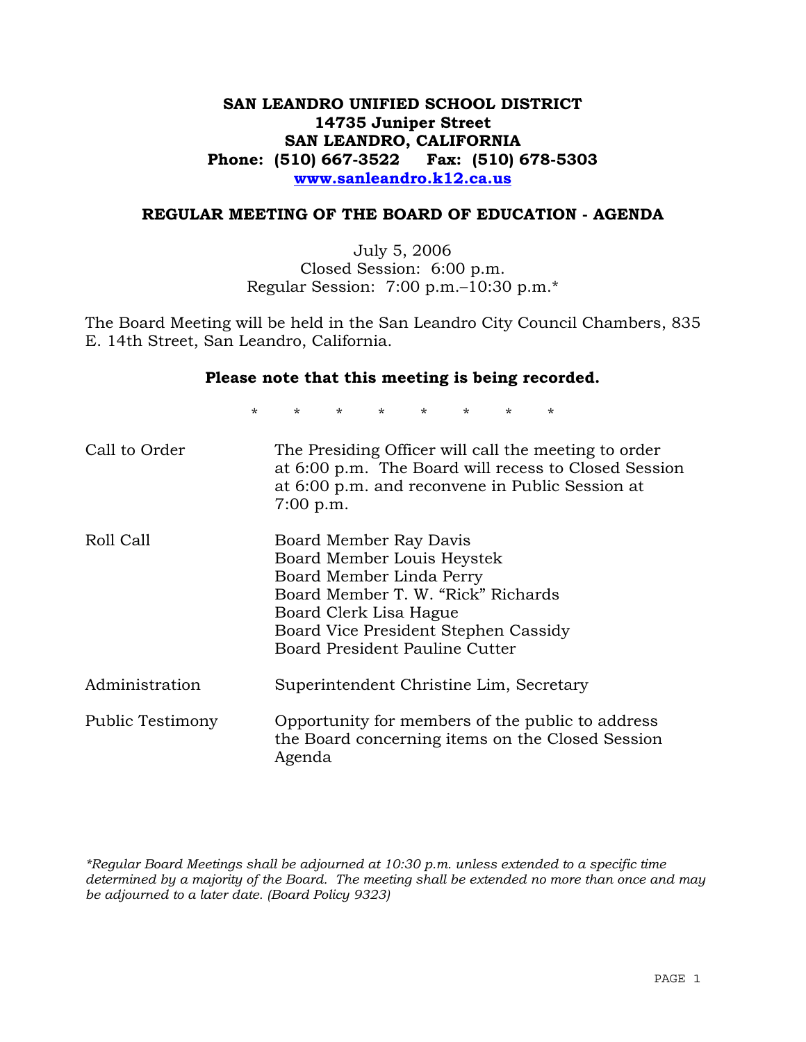**SAN LEANDRO UNIFIED SCHOOL DISTRICT**
**14735 Juniper Street**
**SAN LEANDRO, CALIFORNIA**
**Phone: (510) 667-3522 Fax: (510) 678-5303**
**www.sanleandro.k12.ca.us**

## REGULAR MEETING OF THE BOARD OF EDUCATION - AGENDA

July 5, 2006
Closed Session: 6:00 p.m.
Regular Session: 7:00 p.m.–10:30 p.m.*

The Board Meeting will be held in the San Leandro City Council Chambers, 835 E. 14th Street, San Leandro, California.

**Please note that this meeting is being recorded.**

\* \* \* \* \* \* \* \*

| | |
|---|---|
| Call to Order | The Presiding Officer will call the meeting to order at 6:00 p.m. The Board will recess to Closed Session at 6:00 p.m. and reconvene in Public Session at 7:00 p.m. |
| Roll Call | Board Member Ray Davis<br>Board Member Louis Heystek<br>Board Member Linda Perry<br>Board Member T. W. "Rick" Richards<br>Board Clerk Lisa Hague<br>Board Vice President Stephen Cassidy<br>Board President Pauline Cutter |
| Administration | Superintendent Christine Lim, Secretary |
| Public Testimony | Opportunity for members of the public to address the Board concerning items on the Closed Session Agenda |

*\*Regular Board Meetings shall be adjourned at 10:30 p.m. unless extended to a specific time determined by a majority of the Board. The meeting shall be extended no more than once and may be adjourned to a later date. (Board Policy 9323)*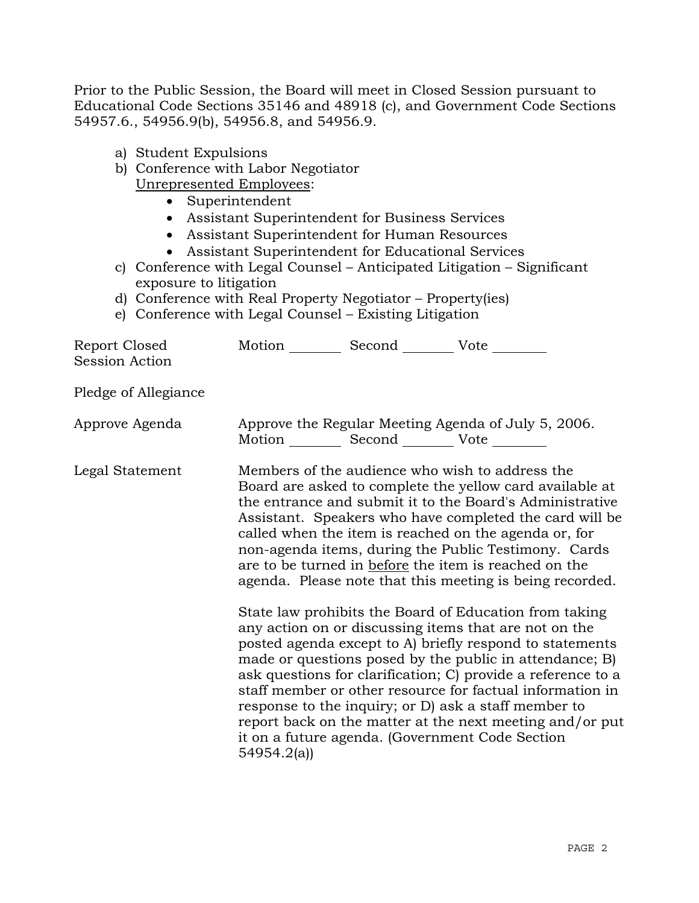Prior to the Public Session, the Board will meet in Closed Session pursuant to Educational Code Sections 35146 and 48918 (c), and Government Code Sections 54957.6., 54956.9(b), 54956.8, and 54956.9.

a) Student Expulsions
b) Conference with Labor Negotiator
   Unrepresented Employees:
   - Superintendent
   - Assistant Superintendent for Business Services
   - Assistant Superintendent for Human Resources
   - Assistant Superintendent for Educational Services
c) Conference with Legal Counsel – Anticipated Litigation – Significant exposure to litigation
d) Conference with Real Property Negotiator – Property(ies)
e) Conference with Legal Counsel – Existing Litigation

Report Closed Session Action — Motion ________ Second ________ Vote ________

Pledge of Allegiance

Approve Agenda — Approve the Regular Meeting Agenda of July 5, 2006.
Motion ________ Second ________ Vote ________

Legal Statement — Members of the audience who wish to address the Board are asked to complete the yellow card available at the entrance and submit it to the Board's Administrative Assistant. Speakers who have completed the card will be called when the item is reached on the agenda or, for non-agenda items, during the Public Testimony. Cards are to be turned in before the item is reached on the agenda. Please note that this meeting is being recorded.

State law prohibits the Board of Education from taking any action on or discussing items that are not on the posted agenda except to A) briefly respond to statements made or questions posed by the public in attendance; B) ask questions for clarification; C) provide a reference to a staff member or other resource for factual information in response to the inquiry; or D) ask a staff member to report back on the matter at the next meeting and/or put it on a future agenda. (Government Code Section 54954.2(a))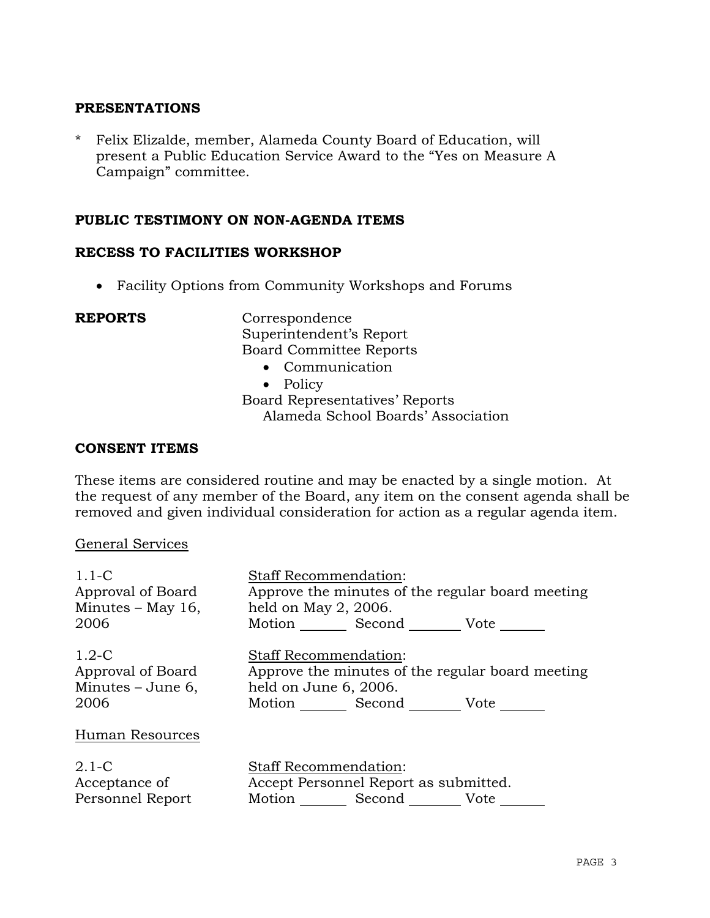**PRESENTATIONS**

* Felix Elizalde, member, Alameda County Board of Education, will present a Public Education Service Award to the "Yes on Measure A Campaign" committee.

**PUBLIC TESTIMONY ON NON-AGENDA ITEMS**

**RECESS TO FACILITIES WORKSHOP**

- Facility Options from Community Workshops and Forums

**REPORTS**

Correspondence
Superintendent's Report
Board Committee Reports

- Communication
- Policy

Board Representatives' Reports
Alameda School Boards' Association

**CONSENT ITEMS**

These items are considered routine and may be enacted by a single motion. At the request of any member of the Board, any item on the consent agenda shall be removed and given individual consideration for action as a regular agenda item.

General Services

1.1-C
Approval of Board Minutes – May 16, 2006

Staff Recommendation:
Approve the minutes of the regular board meeting held on May 2, 2006.
Motion _______ Second _______ Vote _______

1.2-C
Approval of Board Minutes – June 6, 2006

Staff Recommendation:
Approve the minutes of the regular board meeting held on June 6, 2006.
Motion _______ Second _______ Vote _______

Human Resources

2.1-C
Acceptance of Personnel Report

Staff Recommendation:
Accept Personnel Report as submitted.
Motion _______ Second _______ Vote _______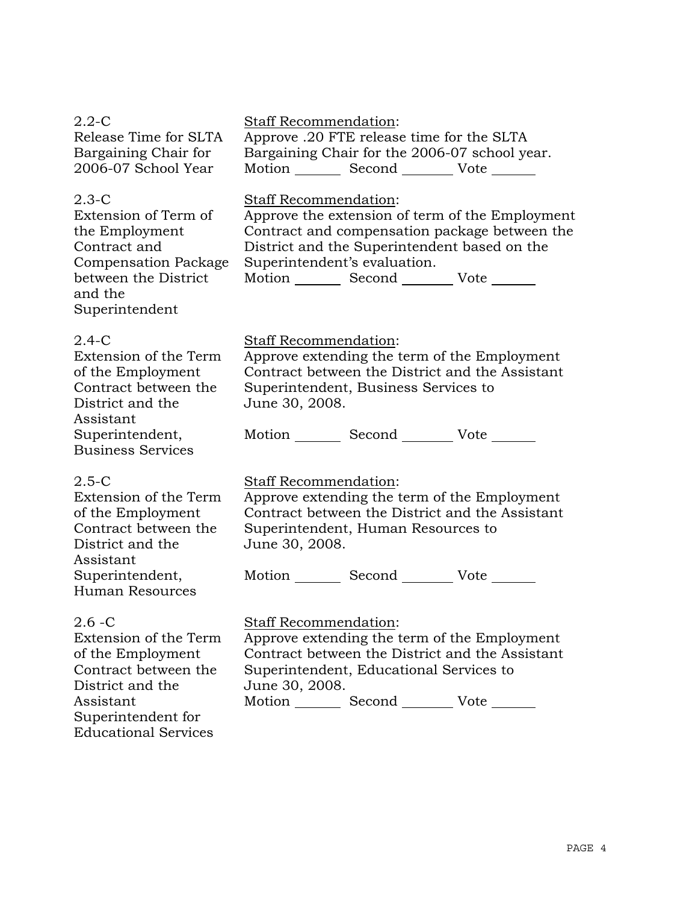2.2-C
Release Time for SLTA Bargaining Chair for 2006-07 School Year

Staff Recommendation:
Approve .20 FTE release time for the SLTA Bargaining Chair for the 2006-07 school year.
Motion _______ Second _______ Vote _______

2.3-C
Extension of Term of the Employment Contract and Compensation Package between the District and the Superintendent

Staff Recommendation:
Approve the extension of term of the Employment Contract and compensation package between the District and the Superintendent based on the Superintendent's evaluation.
Motion _______ Second _______ Vote _______

2.4-C
Extension of the Term of the Employment Contract between the District and the Assistant Superintendent, Business Services

Staff Recommendation:
Approve extending the term of the Employment Contract between the District and the Assistant Superintendent, Business Services to June 30, 2008.

Motion _______ Second _______ Vote _______

2.5-C
Extension of the Term of the Employment Contract between the District and the Assistant Superintendent, Human Resources

Staff Recommendation:
Approve extending the term of the Employment Contract between the District and the Assistant Superintendent, Human Resources to June 30, 2008.

Motion _______ Second _______ Vote _______

2.6 -C
Extension of the Term of the Employment Contract between the District and the Assistant Superintendent for Educational Services

Staff Recommendation:
Approve extending the term of the Employment Contract between the District and the Assistant Superintendent, Educational Services to June 30, 2008.
Motion _______ Second _______ Vote _______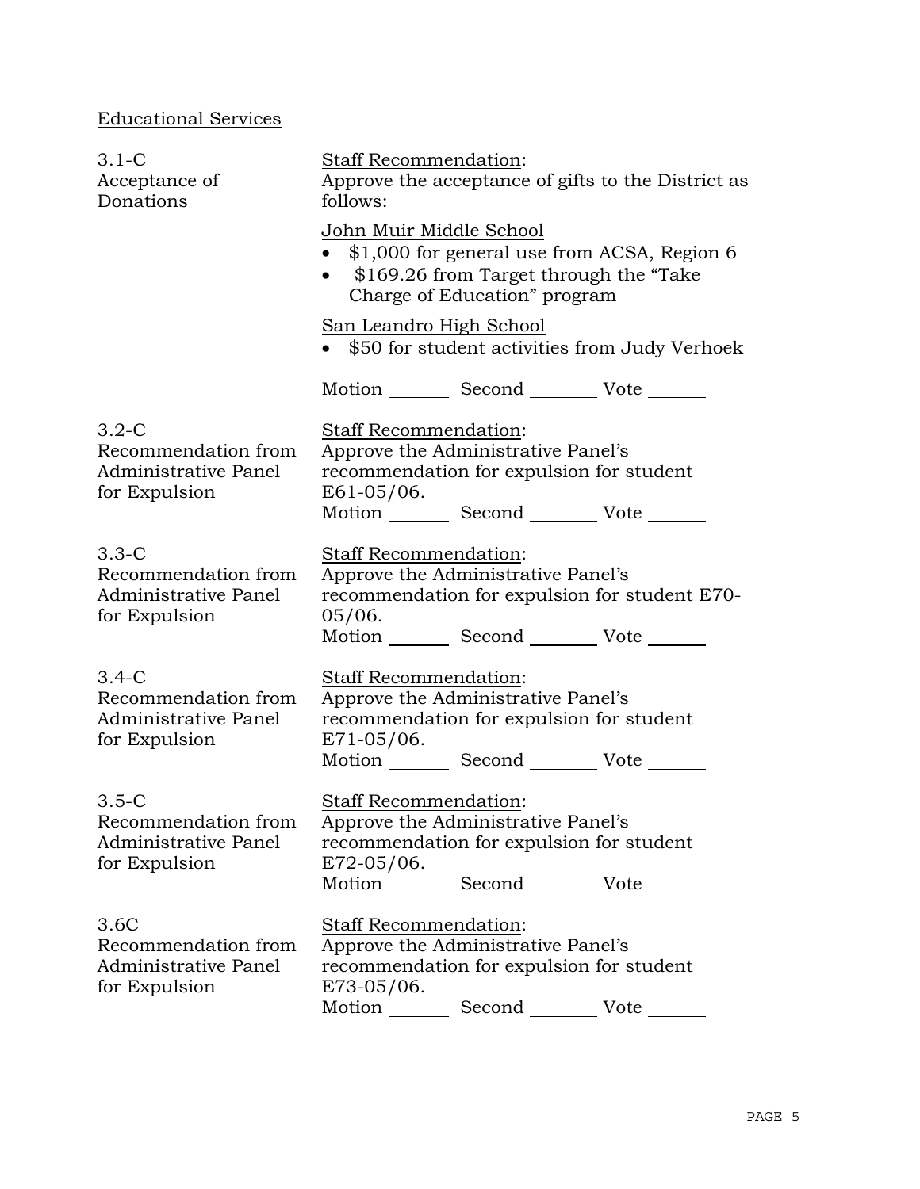Educational Services

3.1-C
Acceptance of Donations

Staff Recommendation:
Approve the acceptance of gifts to the District as follows:

John Muir Middle School

- $1,000 for general use from ACSA, Region 6
- $169.26 from Target through the "Take Charge of Education" program

San Leandro High School

- $50 for student activities from Judy Verhoek

Motion _______ Second _______ Vote _______

3.2-C
Recommendation from Administrative Panel for Expulsion

Staff Recommendation:
Approve the Administrative Panel's recommendation for expulsion for student E61-05/06.

Motion _______ Second _______ Vote _______

3.3-C
Recommendation from Administrative Panel for Expulsion

Staff Recommendation:
Approve the Administrative Panel's recommendation for expulsion for student E70-05/06.

Motion _______ Second _______ Vote _______

3.4-C
Recommendation from Administrative Panel for Expulsion

Staff Recommendation:
Approve the Administrative Panel's recommendation for expulsion for student E71-05/06.

Motion _______ Second _______ Vote _______

3.5-C
Recommendation from Administrative Panel for Expulsion

Staff Recommendation:
Approve the Administrative Panel's recommendation for expulsion for student E72-05/06.

Motion _______ Second _______ Vote _______

3.6C
Recommendation from Administrative Panel for Expulsion

Staff Recommendation:
Approve the Administrative Panel's recommendation for expulsion for student E73-05/06.

Motion _______ Second _______ Vote _______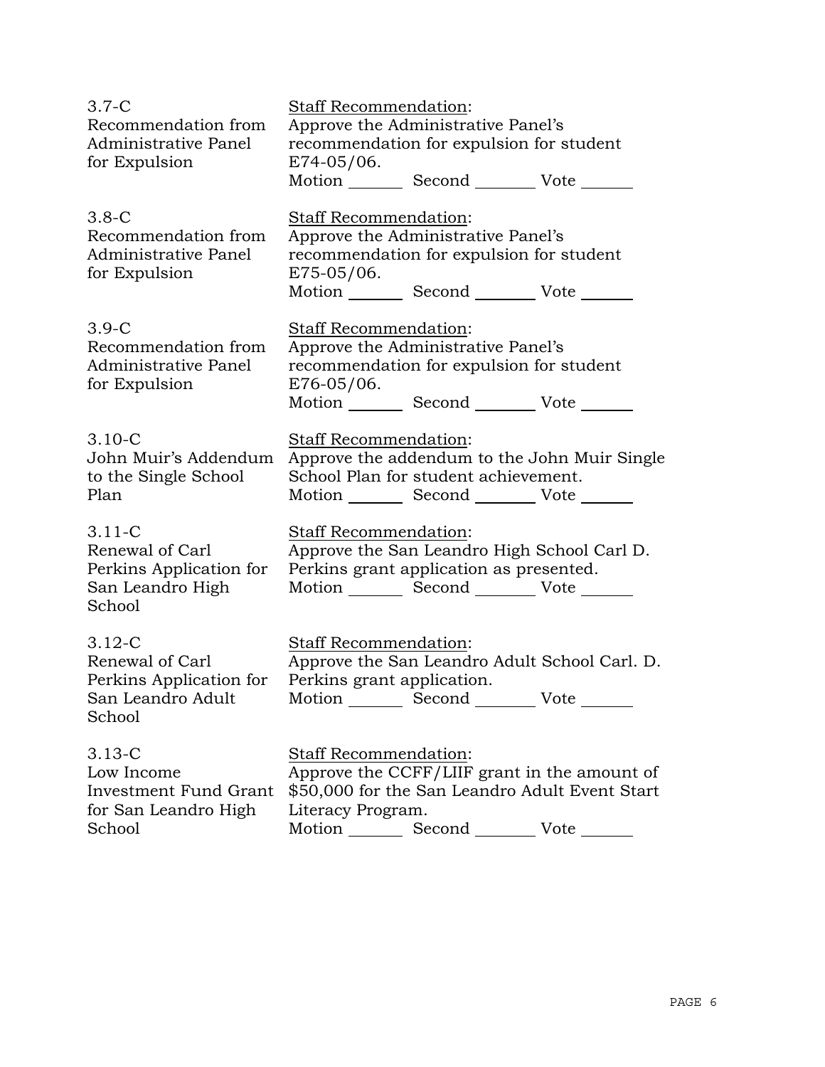3.7-C
Recommendation from Administrative Panel for Expulsion

Staff Recommendation:
Approve the Administrative Panel's recommendation for expulsion for student E74-05/06.

Motion _______ Second _______ Vote _______

3.8-C
Recommendation from Administrative Panel for Expulsion

Staff Recommendation:
Approve the Administrative Panel's recommendation for expulsion for student E75-05/06.

Motion _______ Second _______ Vote _______

3.9-C
Recommendation from Administrative Panel for Expulsion

Staff Recommendation:
Approve the Administrative Panel's recommendation for expulsion for student E76-05/06.

Motion _______ Second _______ Vote _______

3.10-C
John Muir's Addendum to the Single School Plan

Staff Recommendation:
Approve the addendum to the John Muir Single School Plan for student achievement.

Motion _______ Second _______ Vote _______

3.11-C
Renewal of Carl Perkins Application for San Leandro High School

Staff Recommendation:
Approve the San Leandro High School Carl D. Perkins grant application as presented.

Motion _______ Second _______ Vote _______

3.12-C
Renewal of Carl Perkins Application for San Leandro Adult School

Staff Recommendation:
Approve the San Leandro Adult School Carl. D. Perkins grant application.

Motion _______ Second _______ Vote _______

3.13-C
Low Income Investment Fund Grant for San Leandro High School

Staff Recommendation:
Approve the CCFF/LIIF grant in the amount of $50,000 for the San Leandro Adult Event Start Literacy Program.

Motion _______ Second _______ Vote _______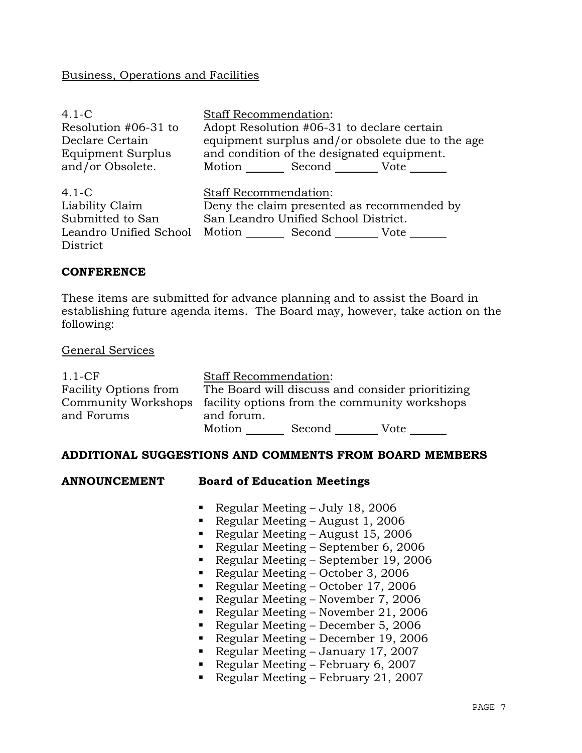Business, Operations and Facilities

| | |
|---|---|
| 4.1-C<br>Resolution #06-31 to Declare Certain Equipment Surplus and/or Obsolete. | Staff Recommendation:<br>Adopt Resolution #06-31 to declare certain equipment surplus and/or obsolete due to the age and condition of the designated equipment.<br>Motion ______ Second _______ Vote ______ |
| 4.1-C<br>Liability Claim Submitted to San Leandro Unified School District | Staff Recommendation:<br>Deny the claim presented as recommended by San Leandro Unified School District.<br>Motion ______ Second _______ Vote ______ |

**CONFERENCE**

These items are submitted for advance planning and to assist the Board in establishing future agenda items. The Board may, however, take action on the following:

General Services

| | |
|---|---|
| 1.1-CF<br>Facility Options from Community Workshops and Forums | Staff Recommendation:<br>The Board will discuss and consider prioritizing facility options from the community workshops and forum.<br>Motion ______ Second _______ Vote ______ |

**ADDITIONAL SUGGESTIONS AND COMMENTS FROM BOARD MEMBERS**

**ANNOUNCEMENT** **Board of Education Meetings**

- Regular Meeting – July 18, 2006
- Regular Meeting – August 1, 2006
- Regular Meeting – August 15, 2006
- Regular Meeting – September 6, 2006
- Regular Meeting – September 19, 2006
- Regular Meeting – October 3, 2006
- Regular Meeting – October 17, 2006
- Regular Meeting – November 7, 2006
- Regular Meeting – November 21, 2006
- Regular Meeting – December 5, 2006
- Regular Meeting – December 19, 2006
- Regular Meeting – January 17, 2007
- Regular Meeting – February 6, 2007
- Regular Meeting – February 21, 2007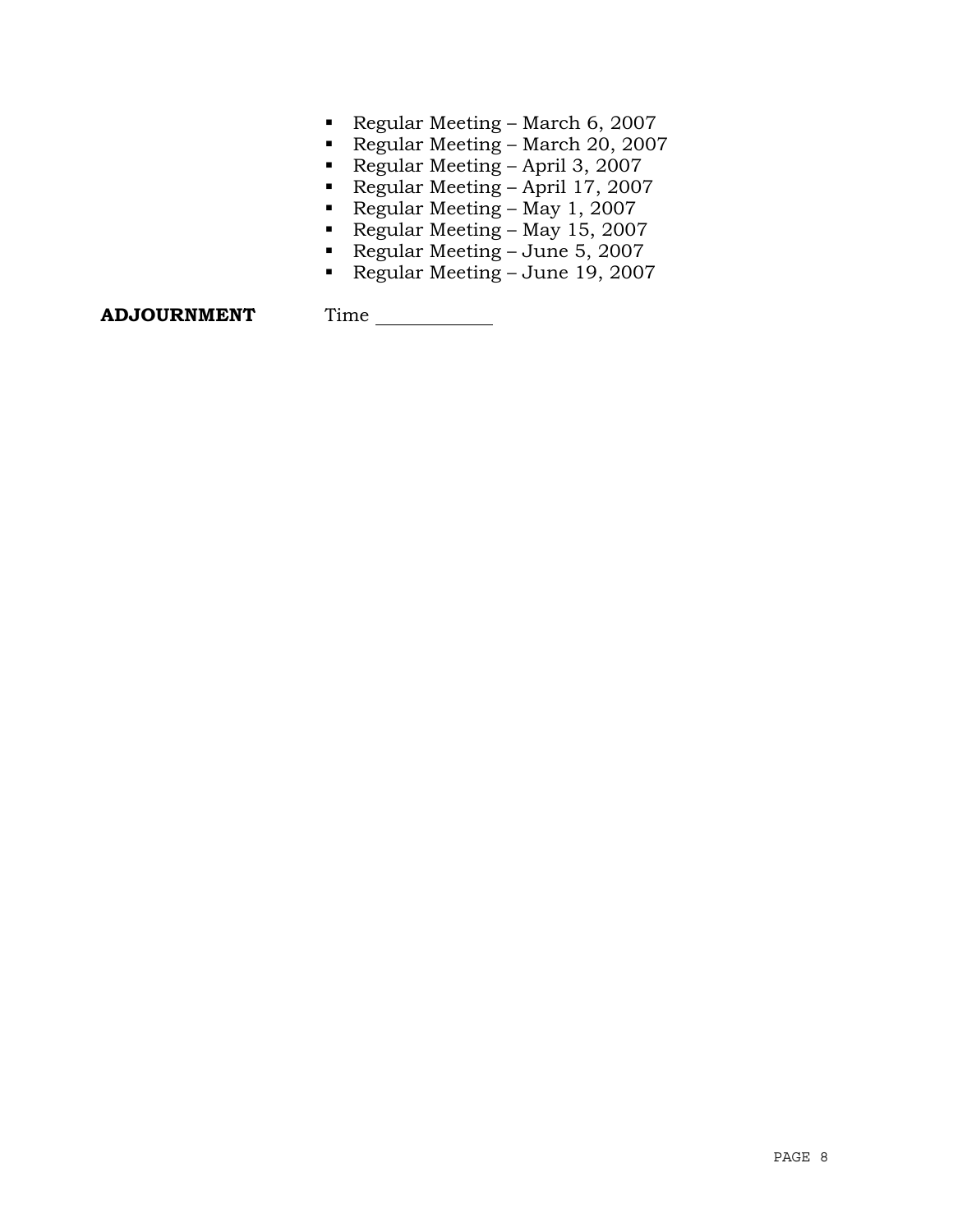- Regular Meeting – March 6, 2007
- Regular Meeting – March 20, 2007
- Regular Meeting – April 3, 2007
- Regular Meeting – April 17, 2007
- Regular Meeting – May 1, 2007
- Regular Meeting – May 15, 2007
- Regular Meeting – June 5, 2007
- Regular Meeting – June 19, 2007

**ADJOURNMENT** Time ____________